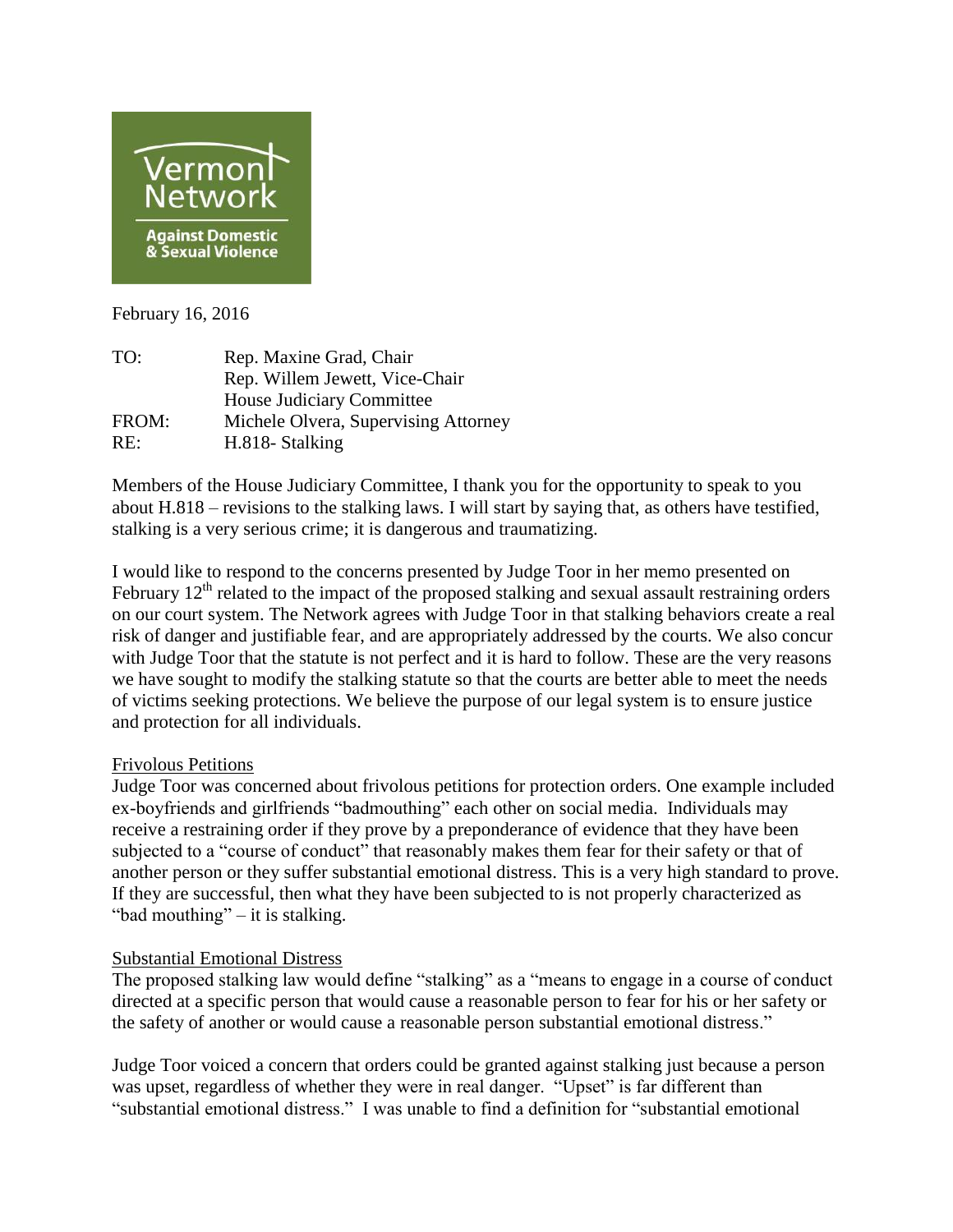Vermont Network

Against Domestic & Sexual Violence

February 16, 2016

| | |
|---|---|
| TO: | Rep. Maxine Grad, Chair |
| | Rep. Willem Jewett, Vice-Chair |
| | House Judiciary Committee |
| FROM: | Michele Olvera, Supervising Attorney |
| RE: | H.818- Stalking |

Members of the House Judiciary Committee, I thank you for the opportunity to speak to you about H.818 – revisions to the stalking laws. I will start by saying that, as others have testified, stalking is a very serious crime; it is dangerous and traumatizing.

I would like to respond to the concerns presented by Judge Toor in her memo presented on February 12th related to the impact of the proposed stalking and sexual assault restraining orders on our court system. The Network agrees with Judge Toor in that stalking behaviors create a real risk of danger and justifiable fear, and are appropriately addressed by the courts. We also concur with Judge Toor that the statute is not perfect and it is hard to follow. These are the very reasons we have sought to modify the stalking statute so that the courts are better able to meet the needs of victims seeking protections. We believe the purpose of our legal system is to ensure justice and protection for all individuals.

## Frivolous Petitions

Judge Toor was concerned about frivolous petitions for protection orders. One example included ex-boyfriends and girlfriends "badmouthing" each other on social media. Individuals may receive a restraining order if they prove by a preponderance of evidence that they have been subjected to a "course of conduct" that reasonably makes them fear for their safety or that of another person or they suffer substantial emotional distress. This is a very high standard to prove. If they are successful, then what they have been subjected to is not properly characterized as "bad mouthing" – it is stalking.

## Substantial Emotional Distress

The proposed stalking law would define "stalking" as a "means to engage in a course of conduct directed at a specific person that would cause a reasonable person to fear for his or her safety or the safety of another or would cause a reasonable person substantial emotional distress."

Judge Toor voiced a concern that orders could be granted against stalking just because a person was upset, regardless of whether they were in real danger. "Upset" is far different than "substantial emotional distress." I was unable to find a definition for "substantial emotional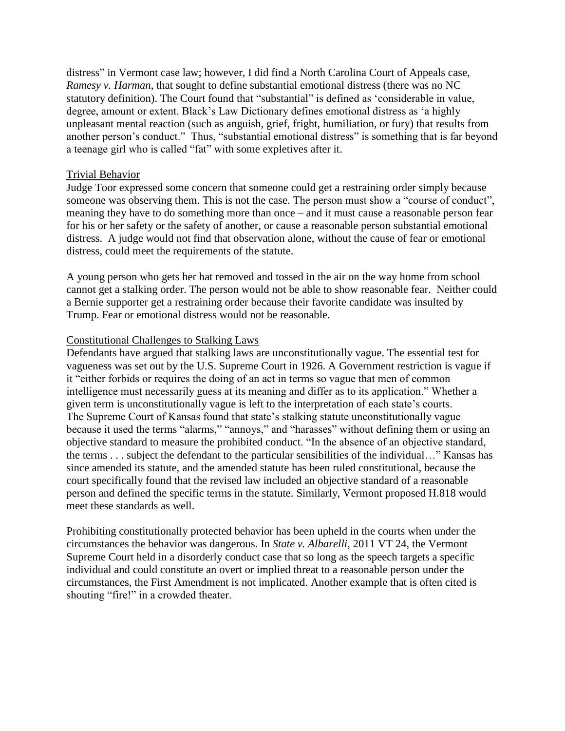distress" in Vermont case law; however, I did find a North Carolina Court of Appeals case, *Ramesy v. Harman*, that sought to define substantial emotional distress (there was no NC statutory definition). The Court found that "substantial" is defined as 'considerable in value, degree, amount or extent. Black's Law Dictionary defines emotional distress as 'a highly unpleasant mental reaction (such as anguish, grief, fright, humiliation, or fury) that results from another person's conduct." Thus, "substantial emotional distress" is something that is far beyond a teenage girl who is called "fat" with some expletives after it.

<u>Trivial Behavior</u>

Judge Toor expressed some concern that someone could get a restraining order simply because someone was observing them. This is not the case. The person must show a "course of conduct", meaning they have to do something more than once – and it must cause a reasonable person fear for his or her safety or the safety of another, or cause a reasonable person substantial emotional distress. A judge would not find that observation alone, without the cause of fear or emotional distress, could meet the requirements of the statute.

A young person who gets her hat removed and tossed in the air on the way home from school cannot get a stalking order. The person would not be able to show reasonable fear. Neither could a Bernie supporter get a restraining order because their favorite candidate was insulted by Trump. Fear or emotional distress would not be reasonable.

<u>Constitutional Challenges to Stalking Laws</u>

Defendants have argued that stalking laws are unconstitutionally vague. The essential test for vagueness was set out by the U.S. Supreme Court in 1926. A Government restriction is vague if it "either forbids or requires the doing of an act in terms so vague that men of common intelligence must necessarily guess at its meaning and differ as to its application." Whether a given term is unconstitutionally vague is left to the interpretation of each state's courts. The Supreme Court of Kansas found that state's stalking statute unconstitutionally vague because it used the terms "alarms," "annoys," and "harasses" without defining them or using an objective standard to measure the prohibited conduct. "In the absence of an objective standard, the terms . . . subject the defendant to the particular sensibilities of the individual…" Kansas has since amended its statute, and the amended statute has been ruled constitutional, because the court specifically found that the revised law included an objective standard of a reasonable person and defined the specific terms in the statute. Similarly, Vermont proposed H.818 would meet these standards as well.

Prohibiting constitutionally protected behavior has been upheld in the courts when under the circumstances the behavior was dangerous. In *State v. Albarelli*, 2011 VT 24, the Vermont Supreme Court held in a disorderly conduct case that so long as the speech targets a specific individual and could constitute an overt or implied threat to a reasonable person under the circumstances, the First Amendment is not implicated. Another example that is often cited is shouting "fire!" in a crowded theater.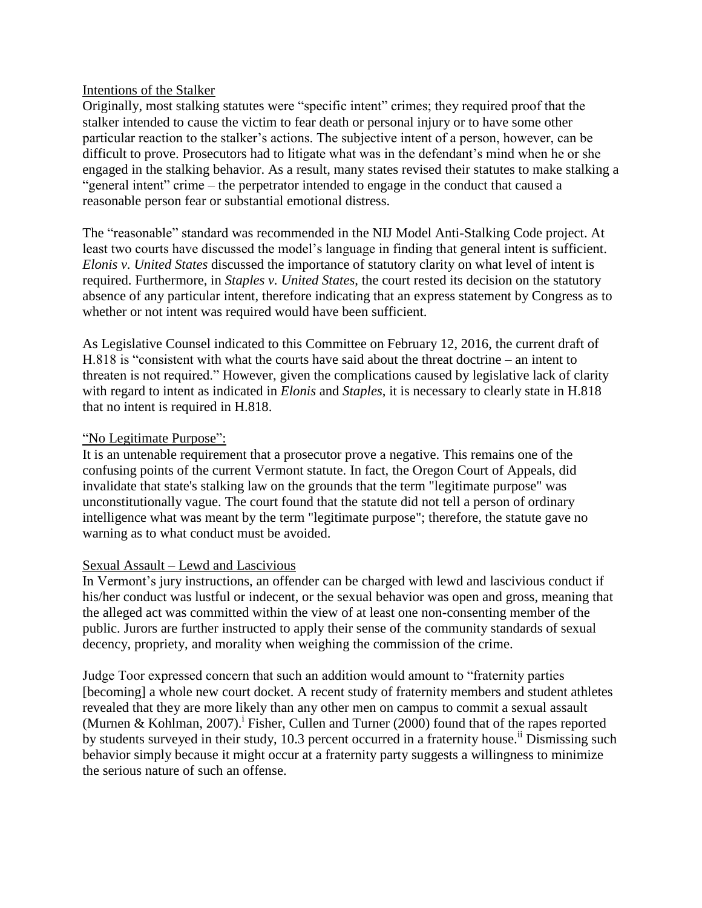Intentions of the Stalker

Originally, most stalking statutes were "specific intent" crimes; they required proof that the stalker intended to cause the victim to fear death or personal injury or to have some other particular reaction to the stalker's actions. The subjective intent of a person, however, can be difficult to prove. Prosecutors had to litigate what was in the defendant's mind when he or she engaged in the stalking behavior. As a result, many states revised their statutes to make stalking a "general intent" crime – the perpetrator intended to engage in the conduct that caused a reasonable person fear or substantial emotional distress.

The "reasonable" standard was recommended in the NIJ Model Anti-Stalking Code project. At least two courts have discussed the model's language in finding that general intent is sufficient. *Elonis v. United States* discussed the importance of statutory clarity on what level of intent is required. Furthermore, in *Staples v. United States*, the court rested its decision on the statutory absence of any particular intent, therefore indicating that an express statement by Congress as to whether or not intent was required would have been sufficient.

As Legislative Counsel indicated to this Committee on February 12, 2016, the current draft of H.818 is "consistent with what the courts have said about the threat doctrine – an intent to threaten is not required." However, given the complications caused by legislative lack of clarity with regard to intent as indicated in *Elonis* and *Staples*, it is necessary to clearly state in H.818 that no intent is required in H.818.

"No Legitimate Purpose":

It is an untenable requirement that a prosecutor prove a negative. This remains one of the confusing points of the current Vermont statute. In fact, the Oregon Court of Appeals, did invalidate that state's stalking law on the grounds that the term "legitimate purpose" was unconstitutionally vague. The court found that the statute did not tell a person of ordinary intelligence what was meant by the term "legitimate purpose"; therefore, the statute gave no warning as to what conduct must be avoided.

Sexual Assault – Lewd and Lascivious

In Vermont's jury instructions, an offender can be charged with lewd and lascivious conduct if his/her conduct was lustful or indecent, or the sexual behavior was open and gross, meaning that the alleged act was committed within the view of at least one non-consenting member of the public. Jurors are further instructed to apply their sense of the community standards of sexual decency, propriety, and morality when weighing the commission of the crime.

Judge Toor expressed concern that such an addition would amount to "fraternity parties [becoming] a whole new court docket. A recent study of fraternity members and student athletes revealed that they are more likely than any other men on campus to commit a sexual assault (Murnen & Kohlman, 2007).[i] Fisher, Cullen and Turner (2000) found that of the rapes reported by students surveyed in their study, 10.3 percent occurred in a fraternity house.[ii] Dismissing such behavior simply because it might occur at a fraternity party suggests a willingness to minimize the serious nature of such an offense.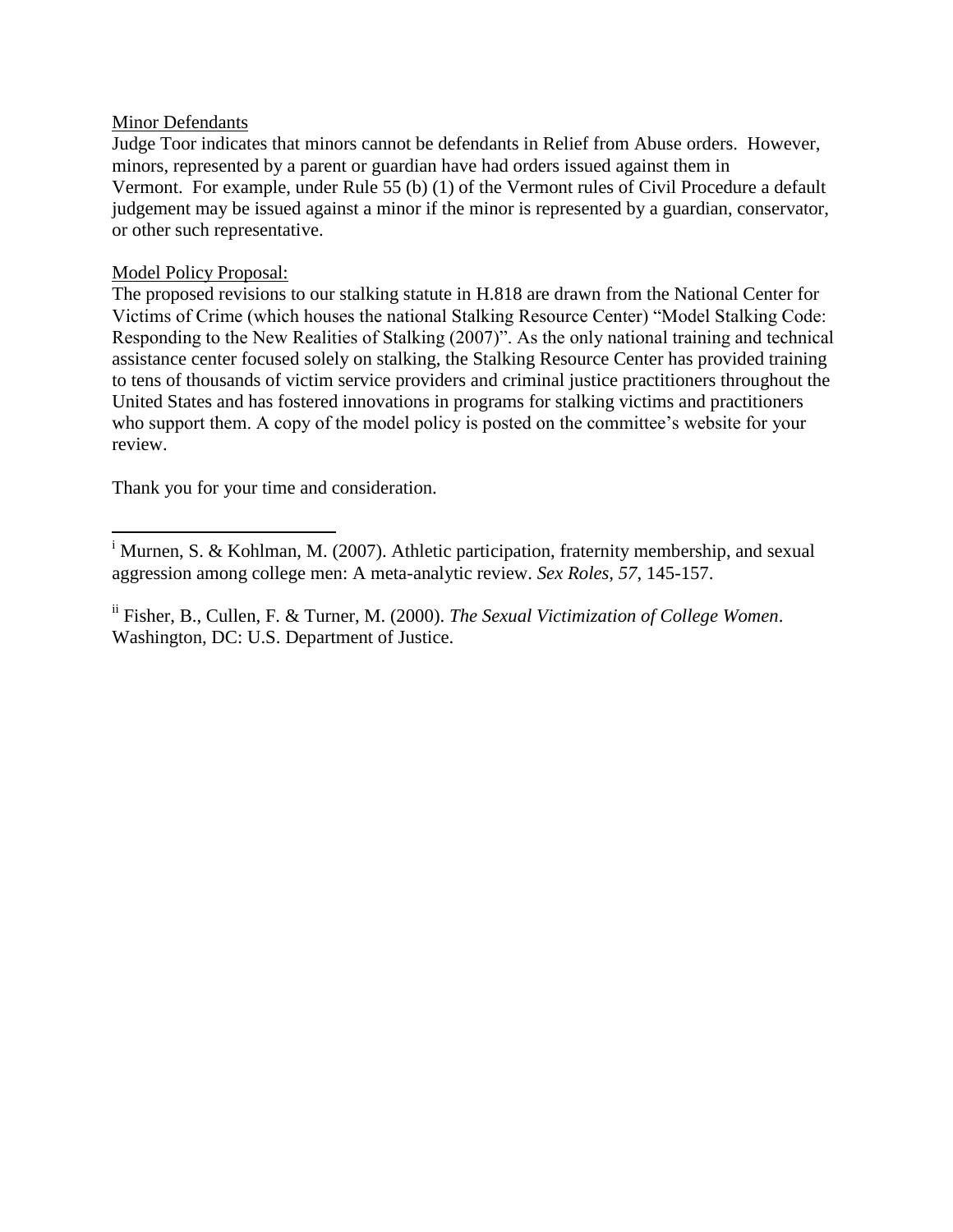Minor Defendants

Judge Toor indicates that minors cannot be defendants in Relief from Abuse orders. However, minors, represented by a parent or guardian have had orders issued against them in Vermont. For example, under Rule 55 (b) (1) of the Vermont rules of Civil Procedure a default judgement may be issued against a minor if the minor is represented by a guardian, conservator, or other such representative.

Model Policy Proposal:

The proposed revisions to our stalking statute in H.818 are drawn from the National Center for Victims of Crime (which houses the national Stalking Resource Center) "Model Stalking Code: Responding to the New Realities of Stalking (2007)". As the only national training and technical assistance center focused solely on stalking, the Stalking Resource Center has provided training to tens of thousands of victim service providers and criminal justice practitioners throughout the United States and has fostered innovations in programs for stalking victims and practitioners who support them. A copy of the model policy is posted on the committee's website for your review.

Thank you for your time and consideration.

---

[i] Murnen, S. & Kohlman, M. (2007). Athletic participation, fraternity membership, and sexual aggression among college men: A meta-analytic review. *Sex Roles, 57*, 145-157.

[ii] Fisher, B., Cullen, F. & Turner, M. (2000). *The Sexual Victimization of College Women*. Washington, DC: U.S. Department of Justice.